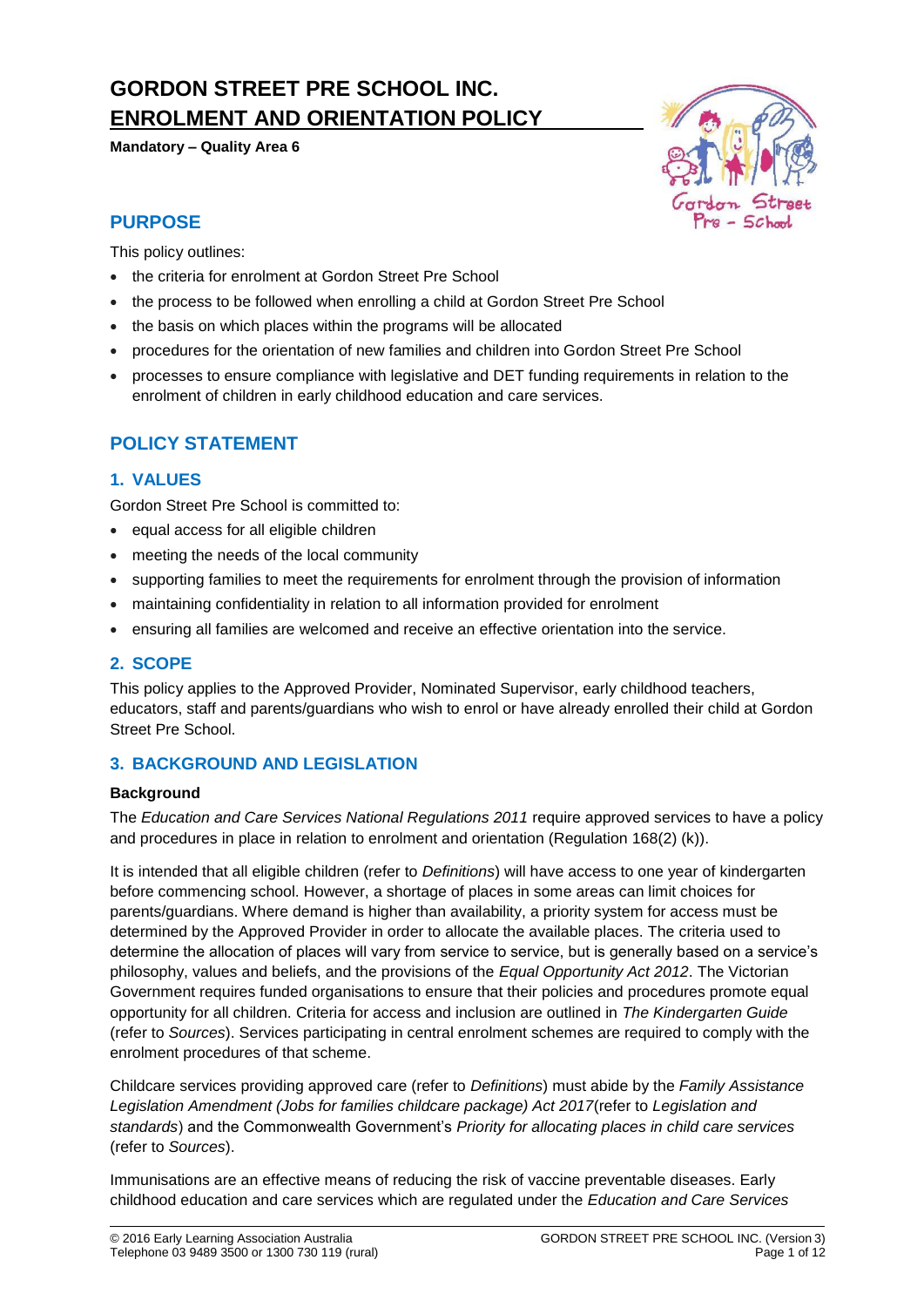# GORDON STREET PRE SCHOOL INC.
# ENROLMENT AND ORIENTATION POLICY

**Mandatory – Quality Area 6**

## PURPOSE

This policy outlines:

- the criteria for enrolment at Gordon Street Pre School
- the process to be followed when enrolling a child at Gordon Street Pre School
- the basis on which places within the programs will be allocated
- procedures for the orientation of new families and children into Gordon Street Pre School
- processes to ensure compliance with legislative and DET funding requirements in relation to the enrolment of children in early childhood education and care services.

## POLICY STATEMENT

### 1. VALUES

Gordon Street Pre School is committed to:

- equal access for all eligible children
- meeting the needs of the local community
- supporting families to meet the requirements for enrolment through the provision of information
- maintaining confidentiality in relation to all information provided for enrolment
- ensuring all families are welcomed and receive an effective orientation into the service.

### 2. SCOPE

This policy applies to the Approved Provider, Nominated Supervisor, early childhood teachers, educators, staff and parents/guardians who wish to enrol or have already enrolled their child at Gordon Street Pre School.

### 3. BACKGROUND AND LEGISLATION

**Background**

The *Education and Care Services National Regulations 2011* require approved services to have a policy and procedures in place in relation to enrolment and orientation (Regulation 168(2) (k)).

It is intended that all eligible children (refer to *Definitions*) will have access to one year of kindergarten before commencing school. However, a shortage of places in some areas can limit choices for parents/guardians. Where demand is higher than availability, a priority system for access must be determined by the Approved Provider in order to allocate the available places. The criteria used to determine the allocation of places will vary from service to service, but is generally based on a service's philosophy, values and beliefs, and the provisions of the *Equal Opportunity Act 2012*. The Victorian Government requires funded organisations to ensure that their policies and procedures promote equal opportunity for all children. Criteria for access and inclusion are outlined in *The Kindergarten Guide* (refer to *Sources*). Services participating in central enrolment schemes are required to comply with the enrolment procedures of that scheme.

Childcare services providing approved care (refer to *Definitions*) must abide by the *Family Assistance Legislation Amendment (Jobs for families childcare package) Act 2017*(refer to *Legislation and standards*) and the Commonwealth Government's *Priority for allocating places in child care services* (refer to *Sources*).

Immunisations are an effective means of reducing the risk of vaccine preventable diseases. Early childhood education and care services which are regulated under the *Education and Care Services*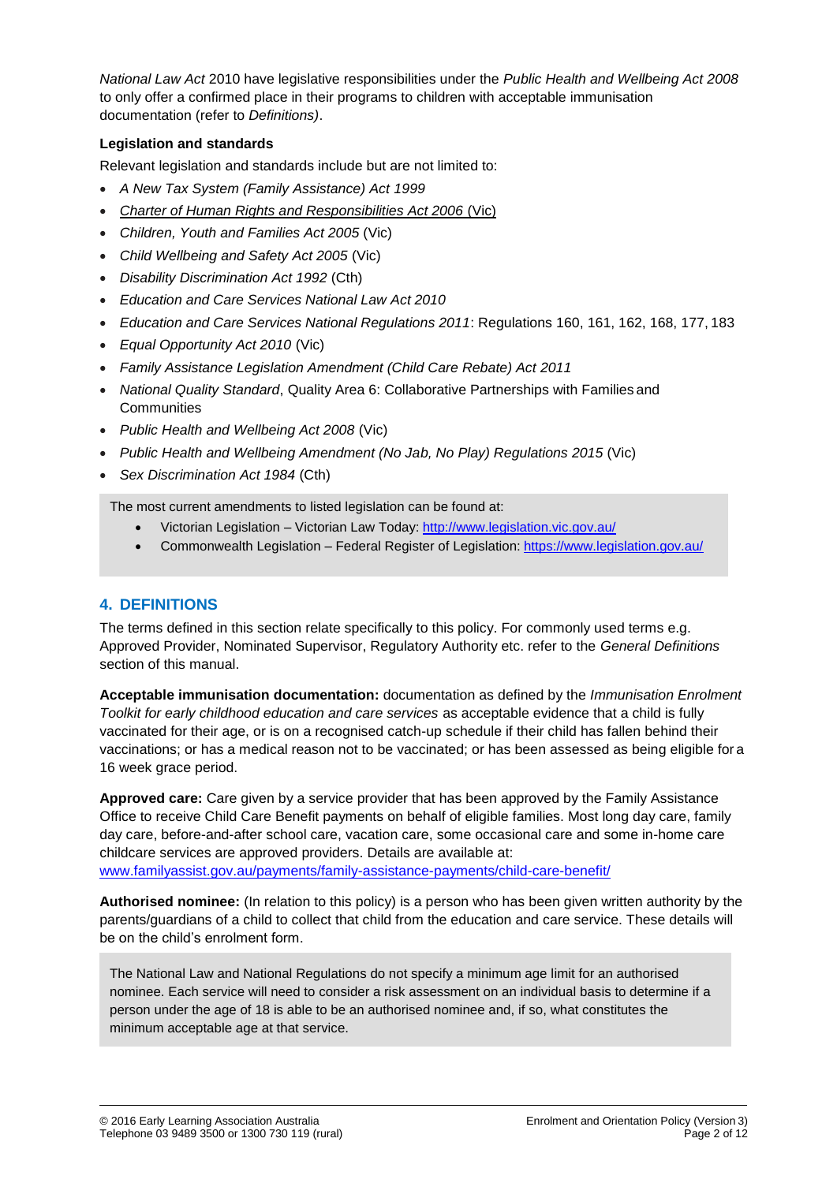*National Law Act* 2010 have legislative responsibilities under the *Public Health and Wellbeing Act 2008* to only offer a confirmed place in their programs to children with acceptable immunisation documentation (refer to *Definitions)*.

**Legislation and standards**

Relevant legislation and standards include but are not limited to:

- *A New Tax System (Family Assistance) Act 1999*
- *Charter of Human Rights and Responsibilities Act 2006* (Vic)
- *Children, Youth and Families Act 2005* (Vic)
- *Child Wellbeing and Safety Act 2005* (Vic)
- *Disability Discrimination Act 1992* (Cth)
- *Education and Care Services National Law Act 2010*
- *Education and Care Services National Regulations 2011*: Regulations 160, 161, 162, 168, 177, 183
- *Equal Opportunity Act 2010* (Vic)
- *Family Assistance Legislation Amendment (Child Care Rebate) Act 2011*
- *National Quality Standard*, Quality Area 6: Collaborative Partnerships with Families and Communities
- *Public Health and Wellbeing Act 2008* (Vic)
- *Public Health and Wellbeing Amendment (No Jab, No Play) Regulations 2015* (Vic)
- *Sex Discrimination Act 1984* (Cth)

The most current amendments to listed legislation can be found at:

- Victorian Legislation – Victorian Law Today: http://www.legislation.vic.gov.au/
- Commonwealth Legislation – Federal Register of Legislation: https://www.legislation.gov.au/

## 4. DEFINITIONS

The terms defined in this section relate specifically to this policy. For commonly used terms e.g. Approved Provider, Nominated Supervisor, Regulatory Authority etc. refer to the *General Definitions* section of this manual.

**Acceptable immunisation documentation:** documentation as defined by the *Immunisation Enrolment Toolkit for early childhood education and care services* as acceptable evidence that a child is fully vaccinated for their age, or is on a recognised catch-up schedule if their child has fallen behind their vaccinations; or has a medical reason not to be vaccinated; or has been assessed as being eligible for a 16 week grace period.

**Approved care:** Care given by a service provider that has been approved by the Family Assistance Office to receive Child Care Benefit payments on behalf of eligible families. Most long day care, family day care, before-and-after school care, vacation care, some occasional care and some in-home care childcare services are approved providers. Details are available at: www.familyassist.gov.au/payments/family-assistance-payments/child-care-benefit/

**Authorised nominee:** (In relation to this policy) is a person who has been given written authority by the parents/guardians of a child to collect that child from the education and care service. These details will be on the child's enrolment form.

The National Law and National Regulations do not specify a minimum age limit for an authorised nominee. Each service will need to consider a risk assessment on an individual basis to determine if a person under the age of 18 is able to be an authorised nominee and, if so, what constitutes the minimum acceptable age at that service.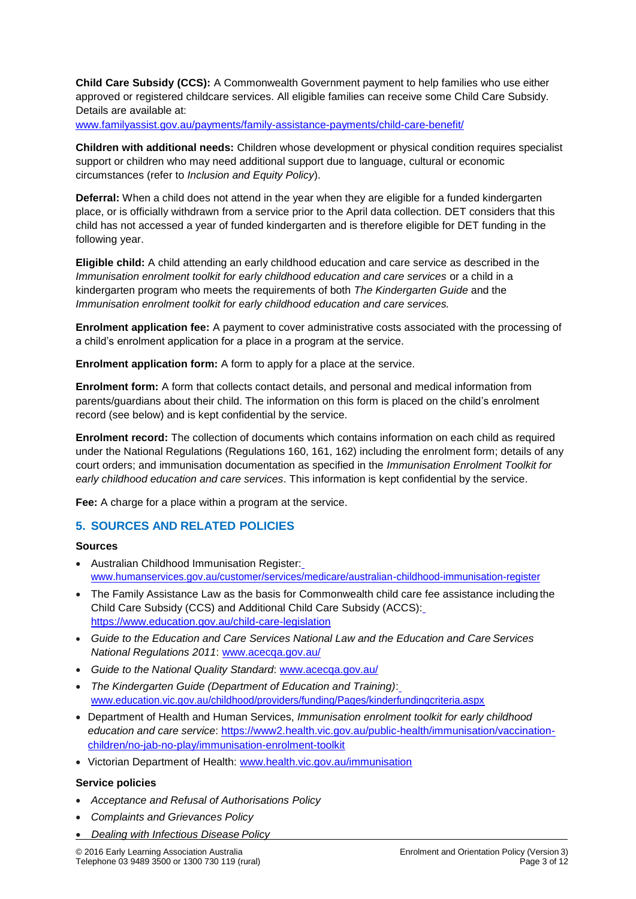**Child Care Subsidy (CCS):** A Commonwealth Government payment to help families who use either approved or registered childcare services. All eligible families can receive some Child Care Subsidy. Details are available at: www.familyassist.gov.au/payments/family-assistance-payments/child-care-benefit/

**Children with additional needs:** Children whose development or physical condition requires specialist support or children who may need additional support due to language, cultural or economic circumstances (refer to *Inclusion and Equity Policy*).

**Deferral:** When a child does not attend in the year when they are eligible for a funded kindergarten place, or is officially withdrawn from a service prior to the April data collection. DET considers that this child has not accessed a year of funded kindergarten and is therefore eligible for DET funding in the following year.

**Eligible child:** A child attending an early childhood education and care service as described in the *Immunisation enrolment toolkit for early childhood education and care services* or a child in a kindergarten program who meets the requirements of both *The Kindergarten Guide* and the *Immunisation enrolment toolkit for early childhood education and care services.*

**Enrolment application fee:** A payment to cover administrative costs associated with the processing of a child's enrolment application for a place in a program at the service.

**Enrolment application form:** A form to apply for a place at the service.

**Enrolment form:** A form that collects contact details, and personal and medical information from parents/guardians about their child. The information on this form is placed on the child's enrolment record (see below) and is kept confidential by the service.

**Enrolment record:** The collection of documents which contains information on each child as required under the National Regulations (Regulations 160, 161, 162) including the enrolment form; details of any court orders; and immunisation documentation as specified in the *Immunisation Enrolment Toolkit for early childhood education and care services*. This information is kept confidential by the service.

**Fee:** A charge for a place within a program at the service.

## 5. SOURCES AND RELATED POLICIES

### Sources

- Australian Childhood Immunisation Register: www.humanservices.gov.au/customer/services/medicare/australian-childhood-immunisation-register
- The Family Assistance Law as the basis for Commonwealth child care fee assistance including the Child Care Subsidy (CCS) and Additional Child Care Subsidy (ACCS): https://www.education.gov.au/child-care-legislation
- *Guide to the Education and Care Services National Law and the Education and Care Services National Regulations 2011*: www.acecqa.gov.au/
- *Guide to the National Quality Standard*: www.acecqa.gov.au/
- *The Kindergarten Guide (Department of Education and Training)*: www.education.vic.gov.au/childhood/providers/funding/Pages/kinderfundingcriteria.aspx
- Department of Health and Human Services, *Immunisation enrolment toolkit for early childhood education and care service*: https://www2.health.vic.gov.au/public-health/immunisation/vaccination-children/no-jab-no-play/immunisation-enrolment-toolkit
- Victorian Department of Health: www.health.vic.gov.au/immunisation

### Service policies

- *Acceptance and Refusal of Authorisations Policy*
- *Complaints and Grievances Policy*
- *Dealing with Infectious Disease Policy*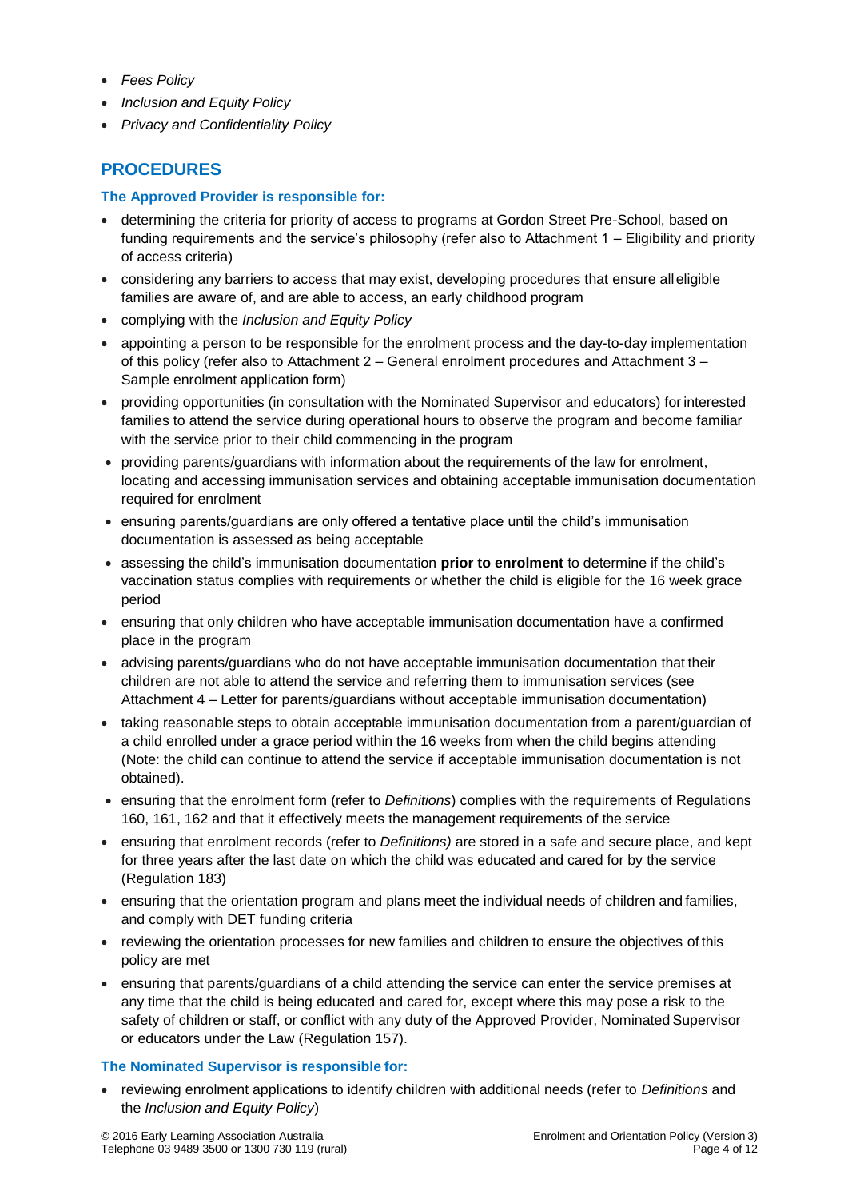- *Fees Policy*
- *Inclusion and Equity Policy*
- *Privacy and Confidentiality Policy*

## PROCEDURES

### The Approved Provider is responsible for:

- determining the criteria for priority of access to programs at Gordon Street Pre-School, based on funding requirements and the service's philosophy (refer also to Attachment 1 – Eligibility and priority of access criteria)
- considering any barriers to access that may exist, developing procedures that ensure all eligible families are aware of, and are able to access, an early childhood program
- complying with the *Inclusion and Equity Policy*
- appointing a person to be responsible for the enrolment process and the day-to-day implementation of this policy (refer also to Attachment 2 – General enrolment procedures and Attachment 3 – Sample enrolment application form)
- providing opportunities (in consultation with the Nominated Supervisor and educators) for interested families to attend the service during operational hours to observe the program and become familiar with the service prior to their child commencing in the program
- providing parents/guardians with information about the requirements of the law for enrolment, locating and accessing immunisation services and obtaining acceptable immunisation documentation required for enrolment
- ensuring parents/guardians are only offered a tentative place until the child's immunisation documentation is assessed as being acceptable
- assessing the child's immunisation documentation **prior to enrolment** to determine if the child's vaccination status complies with requirements or whether the child is eligible for the 16 week grace period
- ensuring that only children who have acceptable immunisation documentation have a confirmed place in the program
- advising parents/guardians who do not have acceptable immunisation documentation that their children are not able to attend the service and referring them to immunisation services (see Attachment 4 – Letter for parents/guardians without acceptable immunisation documentation)
- taking reasonable steps to obtain acceptable immunisation documentation from a parent/guardian of a child enrolled under a grace period within the 16 weeks from when the child begins attending (Note: the child can continue to attend the service if acceptable immunisation documentation is not obtained).
- ensuring that the enrolment form (refer to *Definitions*) complies with the requirements of Regulations 160, 161, 162 and that it effectively meets the management requirements of the service
- ensuring that enrolment records (refer to *Definitions)* are stored in a safe and secure place, and kept for three years after the last date on which the child was educated and cared for by the service (Regulation 183)
- ensuring that the orientation program and plans meet the individual needs of children and families, and comply with DET funding criteria
- reviewing the orientation processes for new families and children to ensure the objectives of this policy are met
- ensuring that parents/guardians of a child attending the service can enter the service premises at any time that the child is being educated and cared for, except where this may pose a risk to the safety of children or staff, or conflict with any duty of the Approved Provider, Nominated Supervisor or educators under the Law (Regulation 157).

### The Nominated Supervisor is responsible for:

- reviewing enrolment applications to identify children with additional needs (refer to *Definitions* and the *Inclusion and Equity Policy*)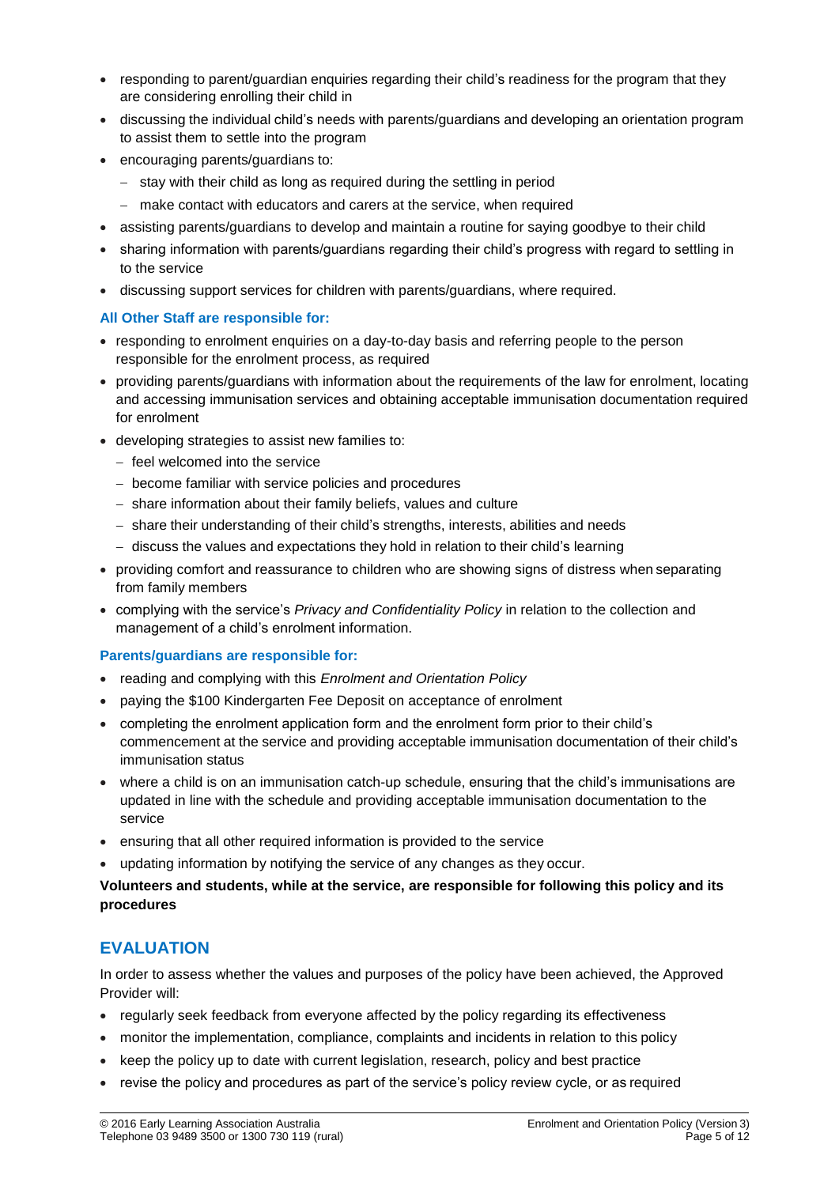- responding to parent/guardian enquiries regarding their child's readiness for the program that they are considering enrolling their child in
- discussing the individual child's needs with parents/guardians and developing an orientation program to assist them to settle into the program
- encouraging parents/guardians to:
  - stay with their child as long as required during the settling in period
  - make contact with educators and carers at the service, when required
- assisting parents/guardians to develop and maintain a routine for saying goodbye to their child
- sharing information with parents/guardians regarding their child's progress with regard to settling in to the service
- discussing support services for children with parents/guardians, where required.

**All Other Staff are responsible for:**

- responding to enrolment enquiries on a day-to-day basis and referring people to the person responsible for the enrolment process, as required
- providing parents/guardians with information about the requirements of the law for enrolment, locating and accessing immunisation services and obtaining acceptable immunisation documentation required for enrolment
- developing strategies to assist new families to:
  - feel welcomed into the service
  - become familiar with service policies and procedures
  - share information about their family beliefs, values and culture
  - share their understanding of their child's strengths, interests, abilities and needs
  - discuss the values and expectations they hold in relation to their child's learning
- providing comfort and reassurance to children who are showing signs of distress when separating from family members
- complying with the service's *Privacy and Confidentiality Policy* in relation to the collection and management of a child's enrolment information.

**Parents/guardians are responsible for:**

- reading and complying with this *Enrolment and Orientation Policy*
- paying the $100 Kindergarten Fee Deposit on acceptance of enrolment
- completing the enrolment application form and the enrolment form prior to their child's commencement at the service and providing acceptable immunisation documentation of their child's immunisation status
- where a child is on an immunisation catch-up schedule, ensuring that the child's immunisations are updated in line with the schedule and providing acceptable immunisation documentation to the service
- ensuring that all other required information is provided to the service
- updating information by notifying the service of any changes as they occur.

**Volunteers and students, while at the service, are responsible for following this policy and its procedures**

## EVALUATION

In order to assess whether the values and purposes of the policy have been achieved, the Approved Provider will:

- regularly seek feedback from everyone affected by the policy regarding its effectiveness
- monitor the implementation, compliance, complaints and incidents in relation to this policy
- keep the policy up to date with current legislation, research, policy and best practice
- revise the policy and procedures as part of the service's policy review cycle, or as required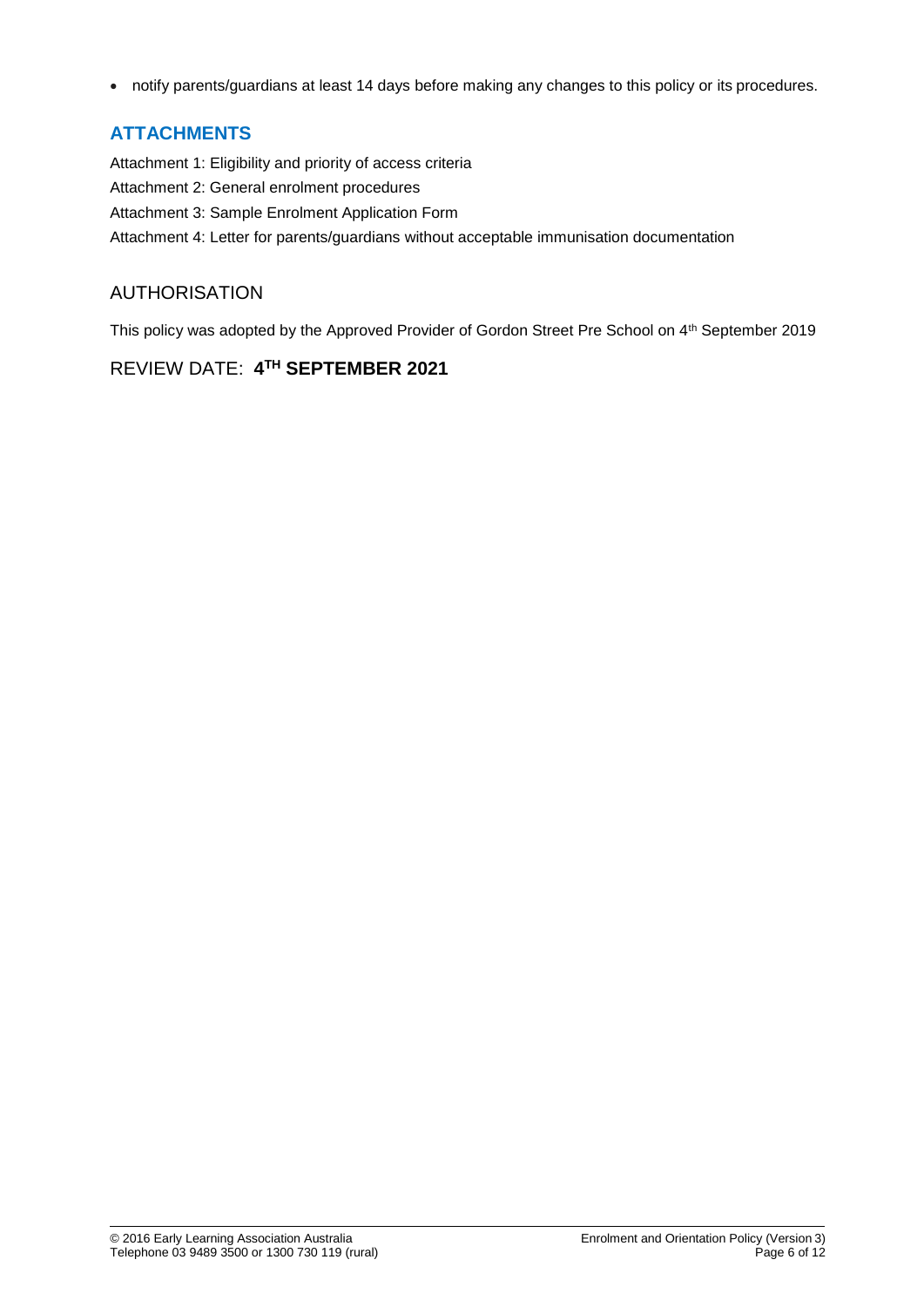- notify parents/guardians at least 14 days before making any changes to this policy or its procedures.

## ATTACHMENTS

Attachment 1: Eligibility and priority of access criteria

Attachment 2: General enrolment procedures

Attachment 3: Sample Enrolment Application Form

Attachment 4: Letter for parents/guardians without acceptable immunisation documentation

## AUTHORISATION

This policy was adopted by the Approved Provider of Gordon Street Pre School on 4th September 2019

## REVIEW DATE: **4TH SEPTEMBER 2021**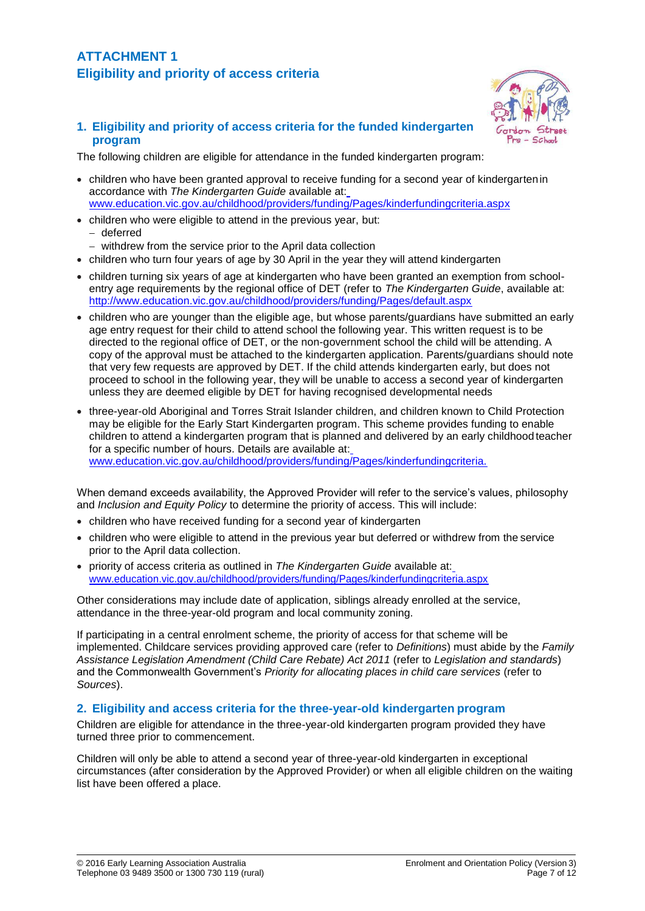# ATTACHMENT 1
# Eligibility and priority of access criteria

## 1. Eligibility and priority of access criteria for the funded kindergarten program

The following children are eligible for attendance in the funded kindergarten program:

- children who have been granted approval to receive funding for a second year of kindergarten in accordance with *The Kindergarten Guide* available at: www.education.vic.gov.au/childhood/providers/funding/Pages/kinderfundingcriteria.aspx
- children who were eligible to attend in the previous year, but:
  - deferred
  - withdrew from the service prior to the April data collection
- children who turn four years of age by 30 April in the year they will attend kindergarten
- children turning six years of age at kindergarten who have been granted an exemption from school-entry age requirements by the regional office of DET (refer to *The Kindergarten Guide*, available at: http://www.education.vic.gov.au/childhood/providers/funding/Pages/default.aspx
- children who are younger than the eligible age, but whose parents/guardians have submitted an early age entry request for their child to attend school the following year. This written request is to be directed to the regional office of DET, or the non-government school the child will be attending. A copy of the approval must be attached to the kindergarten application. Parents/guardians should note that very few requests are approved by DET. If the child attends kindergarten early, but does not proceed to school in the following year, they will be unable to access a second year of kindergarten unless they are deemed eligible by DET for having recognised developmental needs
- three-year-old Aboriginal and Torres Strait Islander children, and children known to Child Protection may be eligible for the Early Start Kindergarten program. This scheme provides funding to enable children to attend a kindergarten program that is planned and delivered by an early childhood teacher for a specific number of hours. Details are available at: www.education.vic.gov.au/childhood/providers/funding/Pages/kinderfundingcriteria.

When demand exceeds availability, the Approved Provider will refer to the service's values, philosophy and *Inclusion and Equity Policy* to determine the priority of access. This will include:

- children who have received funding for a second year of kindergarten
- children who were eligible to attend in the previous year but deferred or withdrew from the service prior to the April data collection.
- priority of access criteria as outlined in *The Kindergarten Guide* available at: www.education.vic.gov.au/childhood/providers/funding/Pages/kinderfundingcriteria.aspx

Other considerations may include date of application, siblings already enrolled at the service, attendance in the three-year-old program and local community zoning.

If participating in a central enrolment scheme, the priority of access for that scheme will be implemented. Childcare services providing approved care (refer to *Definitions*) must abide by the *Family Assistance Legislation Amendment (Child Care Rebate) Act 2011* (refer to *Legislation and standards*) and the Commonwealth Government's *Priority for allocating places in child care services* (refer to *Sources*).

## 2. Eligibility and access criteria for the three-year-old kindergarten program

Children are eligible for attendance in the three-year-old kindergarten program provided they have turned three prior to commencement.

Children will only be able to attend a second year of three-year-old kindergarten in exceptional circumstances (after consideration by the Approved Provider) or when all eligible children on the waiting list have been offered a place.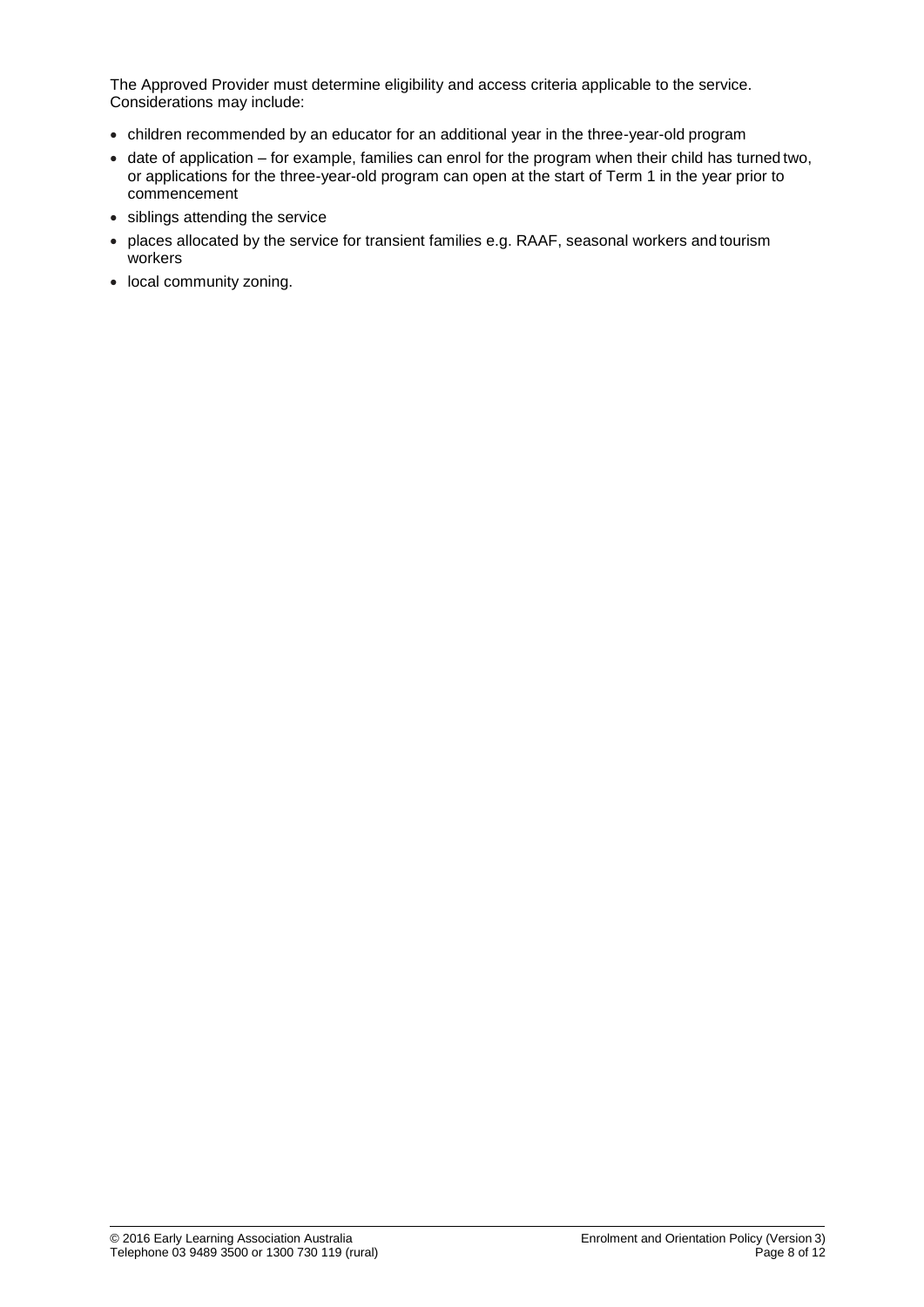The Approved Provider must determine eligibility and access criteria applicable to the service. Considerations may include:

- children recommended by an educator for an additional year in the three-year-old program
- date of application – for example, families can enrol for the program when their child has turned two, or applications for the three-year-old program can open at the start of Term 1 in the year prior to commencement
- siblings attending the service
- places allocated by the service for transient families e.g. RAAF, seasonal workers and tourism workers
- local community zoning.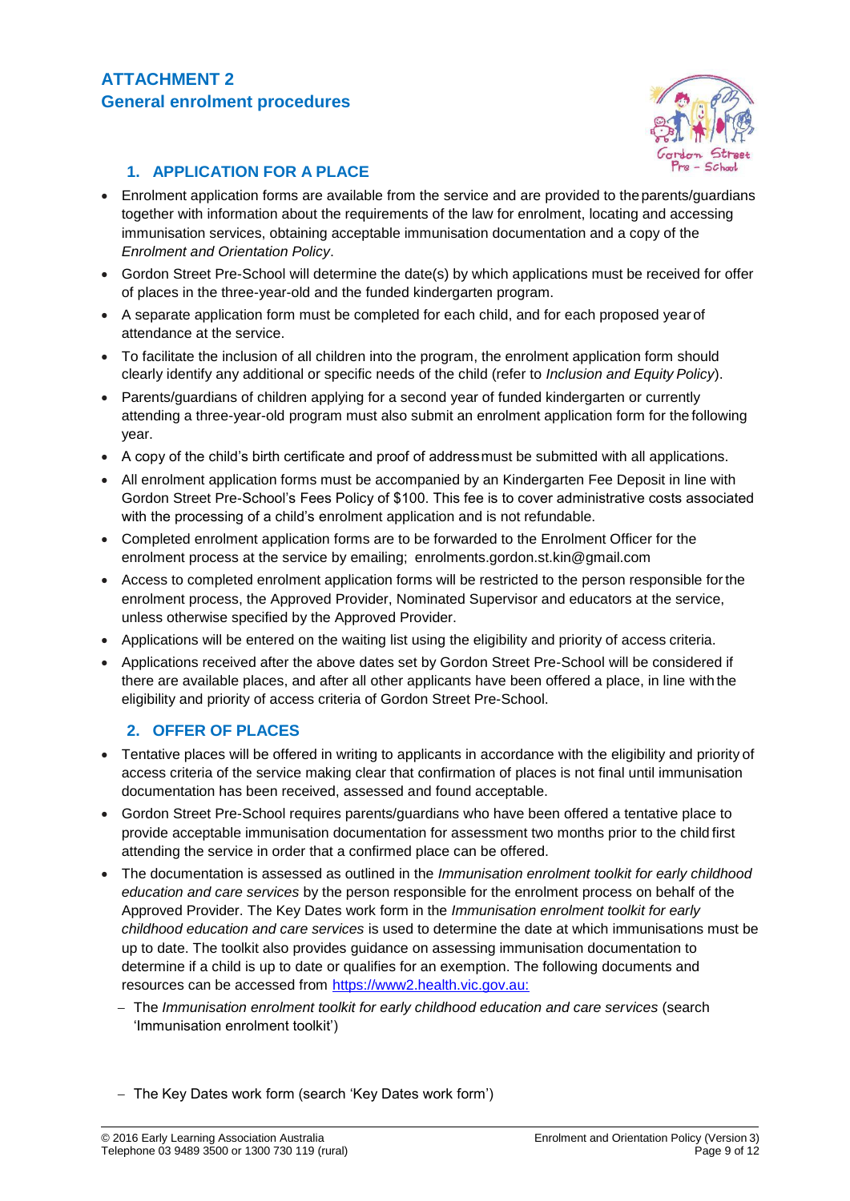# ATTACHMENT 2

## General enrolment procedures

### 1. APPLICATION FOR A PLACE

- Enrolment application forms are available from the service and are provided to the parents/guardians together with information about the requirements of the law for enrolment, locating and accessing immunisation services, obtaining acceptable immunisation documentation and a copy of the *Enrolment and Orientation Policy*.
- Gordon Street Pre-School will determine the date(s) by which applications must be received for offer of places in the three-year-old and the funded kindergarten program.
- A separate application form must be completed for each child, and for each proposed year of attendance at the service.
- To facilitate the inclusion of all children into the program, the enrolment application form should clearly identify any additional or specific needs of the child (refer to *Inclusion and Equity Policy*).
- Parents/guardians of children applying for a second year of funded kindergarten or currently attending a three-year-old program must also submit an enrolment application form for the following year.
- A copy of the child's birth certificate and proof of address must be submitted with all applications.
- All enrolment application forms must be accompanied by an Kindergarten Fee Deposit in line with Gordon Street Pre-School's Fees Policy of $100. This fee is to cover administrative costs associated with the processing of a child's enrolment application and is not refundable.
- Completed enrolment application forms are to be forwarded to the Enrolment Officer for the enrolment process at the service by emailing; enrolments.gordon.st.kin@gmail.com
- Access to completed enrolment application forms will be restricted to the person responsible for the enrolment process, the Approved Provider, Nominated Supervisor and educators at the service, unless otherwise specified by the Approved Provider.
- Applications will be entered on the waiting list using the eligibility and priority of access criteria.
- Applications received after the above dates set by Gordon Street Pre-School will be considered if there are available places, and after all other applicants have been offered a place, in line with the eligibility and priority of access criteria of Gordon Street Pre-School.

### 2. OFFER OF PLACES

- Tentative places will be offered in writing to applicants in accordance with the eligibility and priority of access criteria of the service making clear that confirmation of places is not final until immunisation documentation has been received, assessed and found acceptable.
- Gordon Street Pre-School requires parents/guardians who have been offered a tentative place to provide acceptable immunisation documentation for assessment two months prior to the child first attending the service in order that a confirmed place can be offered.
- The documentation is assessed as outlined in the *Immunisation enrolment toolkit for early childhood education and care services* by the person responsible for the enrolment process on behalf of the Approved Provider. The Key Dates work form in the *Immunisation enrolment toolkit for early childhood education and care services* is used to determine the date at which immunisations must be up to date. The toolkit also provides guidance on assessing immunisation documentation to determine if a child is up to date or qualifies for an exemption. The following documents and resources can be accessed from [https://www2.health.vic.gov.au:](https://www2.health.vic.gov.au)
  - The *Immunisation enrolment toolkit for early childhood education and care services* (search 'Immunisation enrolment toolkit')
  - The Key Dates work form (search 'Key Dates work form')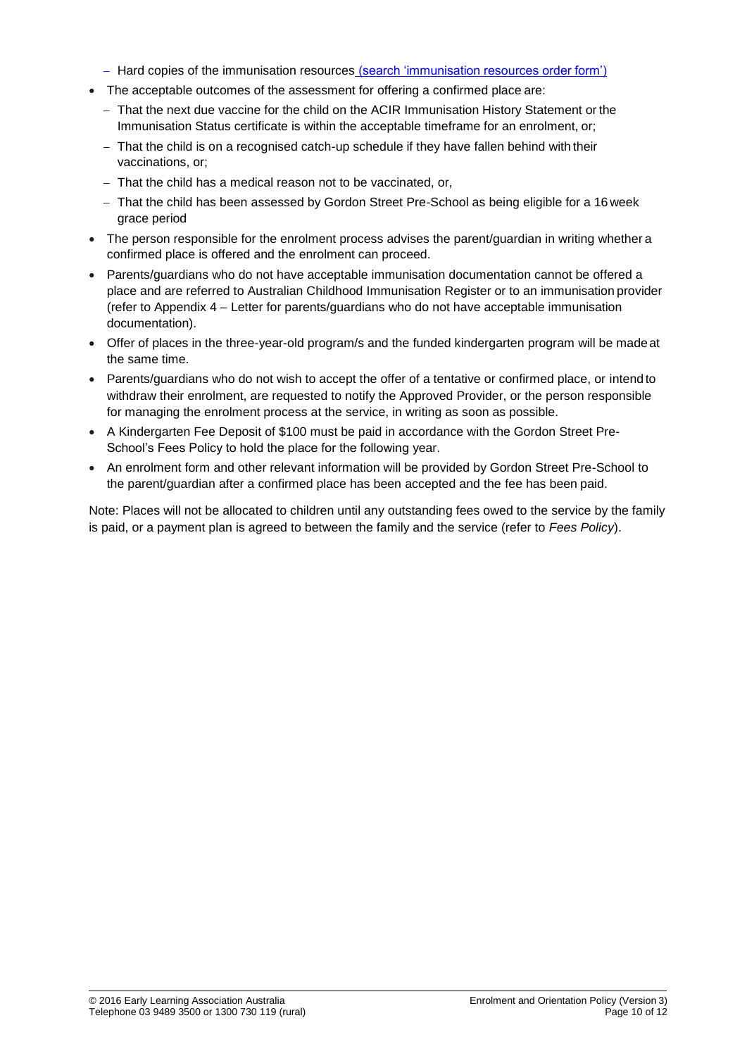- Hard copies of the immunisation resources (search 'immunisation resources order form')
- The acceptable outcomes of the assessment for offering a confirmed place are:
  - That the next due vaccine for the child on the ACIR Immunisation History Statement or the Immunisation Status certificate is within the acceptable timeframe for an enrolment, or;
  - That the child is on a recognised catch-up schedule if they have fallen behind with their vaccinations, or;
  - That the child has a medical reason not to be vaccinated, or,
  - That the child has been assessed by Gordon Street Pre-School as being eligible for a 16 week grace period
- The person responsible for the enrolment process advises the parent/guardian in writing whether a confirmed place is offered and the enrolment can proceed.
- Parents/guardians who do not have acceptable immunisation documentation cannot be offered a place and are referred to Australian Childhood Immunisation Register or to an immunisation provider (refer to Appendix 4 – Letter for parents/guardians who do not have acceptable immunisation documentation).
- Offer of places in the three-year-old program/s and the funded kindergarten program will be made at the same time.
- Parents/guardians who do not wish to accept the offer of a tentative or confirmed place, or intend to withdraw their enrolment, are requested to notify the Approved Provider, or the person responsible for managing the enrolment process at the service, in writing as soon as possible.
- A Kindergarten Fee Deposit of $100 must be paid in accordance with the Gordon Street Pre-School's Fees Policy to hold the place for the following year.
- An enrolment form and other relevant information will be provided by Gordon Street Pre-School to the parent/guardian after a confirmed place has been accepted and the fee has been paid.

Note: Places will not be allocated to children until any outstanding fees owed to the service by the family is paid, or a payment plan is agreed to between the family and the service (refer to *Fees Policy*).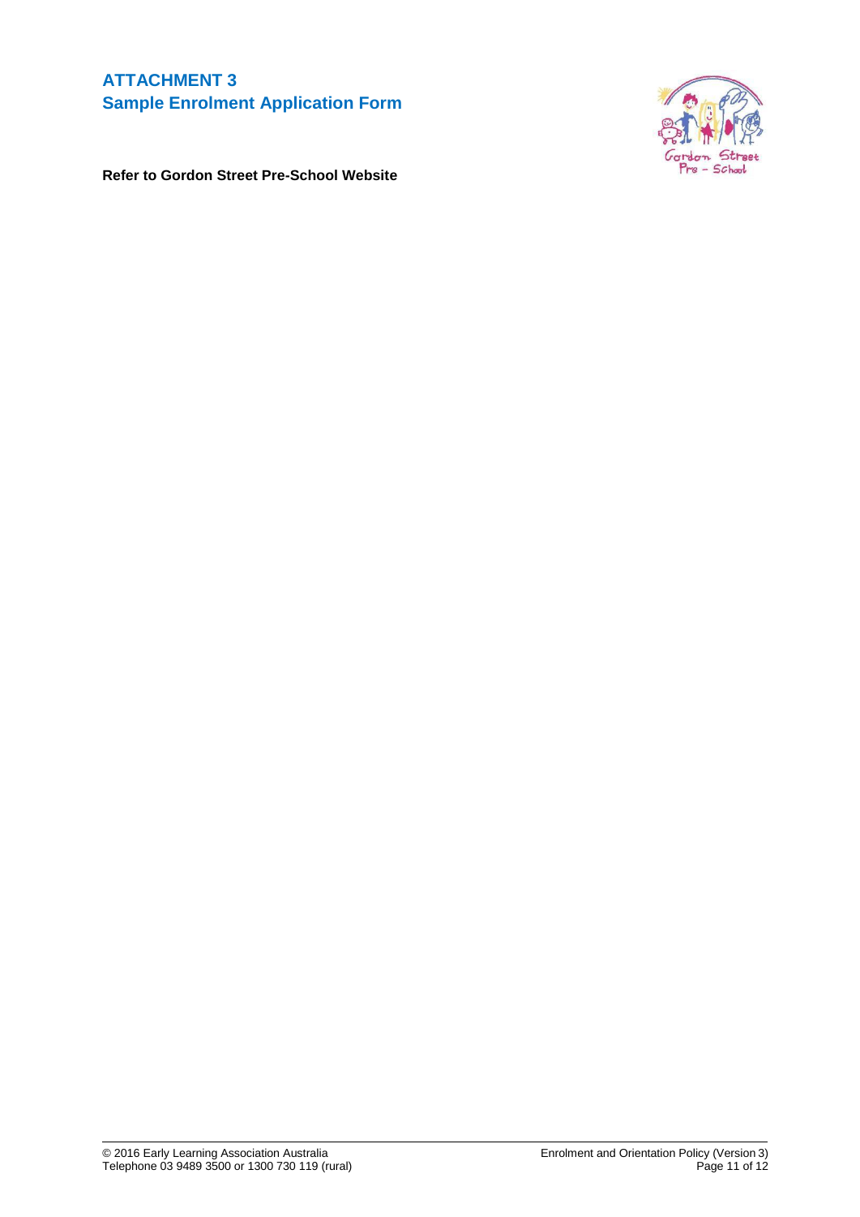# ATTACHMENT 3
## Sample Enrolment Application Form

**Refer to Gordon Street Pre-School Website**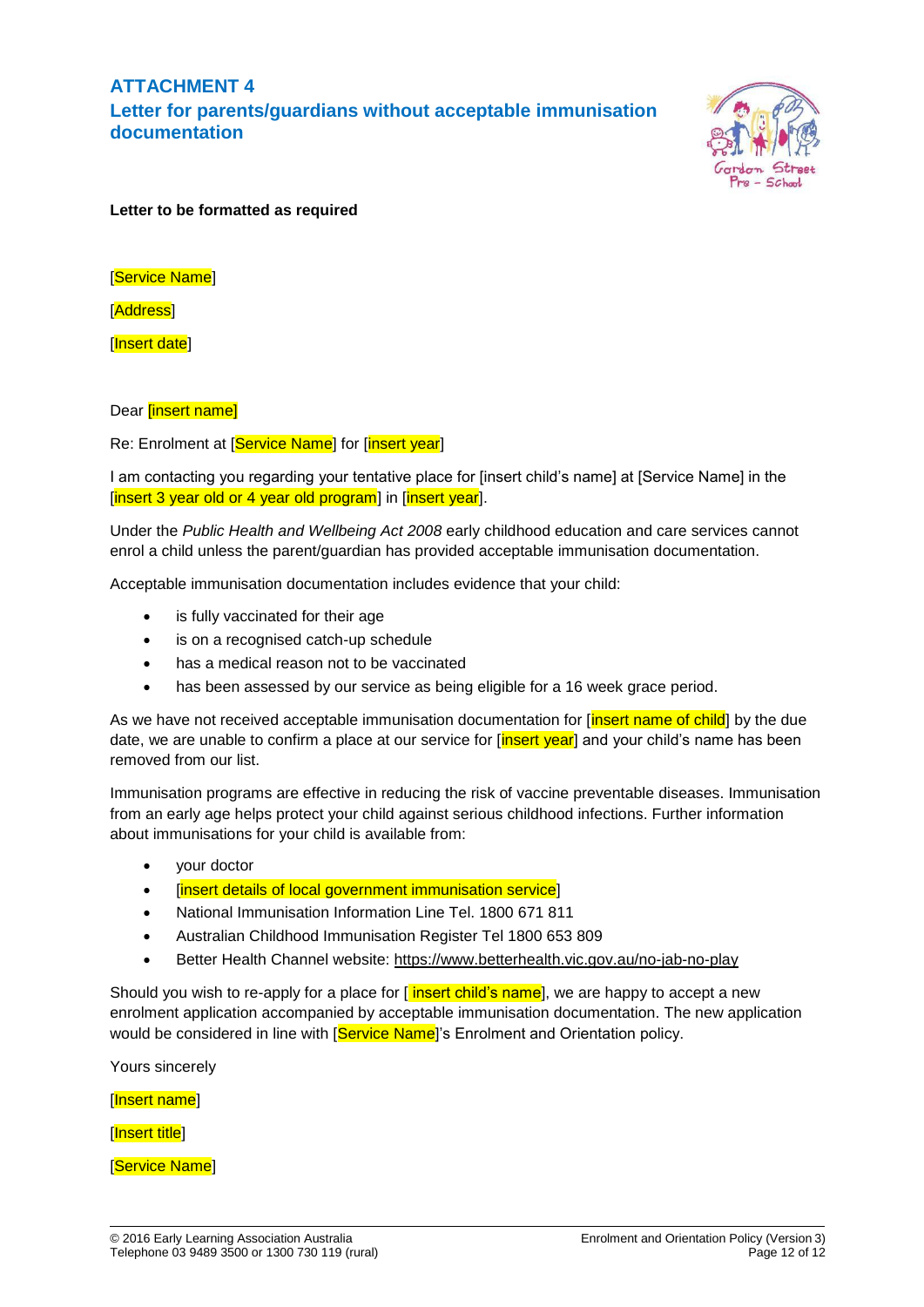## ATTACHMENT 4

### Letter for parents/guardians without acceptable immunisation documentation

**Letter to be formatted as required**

[Service Name]

[Address]

[Insert date]

Dear [insert name]

Re: Enrolment at [Service Name] for [insert year]

I am contacting you regarding your tentative place for [insert child's name] at [Service Name] in the [insert 3 year old or 4 year old program] in [insert year].

Under the *Public Health and Wellbeing Act 2008* early childhood education and care services cannot enrol a child unless the parent/guardian has provided acceptable immunisation documentation.

Acceptable immunisation documentation includes evidence that your child:

- is fully vaccinated for their age
- is on a recognised catch-up schedule
- has a medical reason not to be vaccinated
- has been assessed by our service as being eligible for a 16 week grace period.

As we have not received acceptable immunisation documentation for [insert name of child] by the due date, we are unable to confirm a place at our service for [insert year] and your child's name has been removed from our list.

Immunisation programs are effective in reducing the risk of vaccine preventable diseases. Immunisation from an early age helps protect your child against serious childhood infections. Further information about immunisations for your child is available from:

- your doctor
- [insert details of local government immunisation service]
- National Immunisation Information Line Tel. 1800 671 811
- Australian Childhood Immunisation Register Tel 1800 653 809
- Better Health Channel website: https://www.betterhealth.vic.gov.au/no-jab-no-play

Should you wish to re-apply for a place for [ insert child's name], we are happy to accept a new enrolment application accompanied by acceptable immunisation documentation. The new application would be considered in line with [Service Name]'s Enrolment and Orientation policy.

Yours sincerely

[Insert name]

[Insert title]

[Service Name]